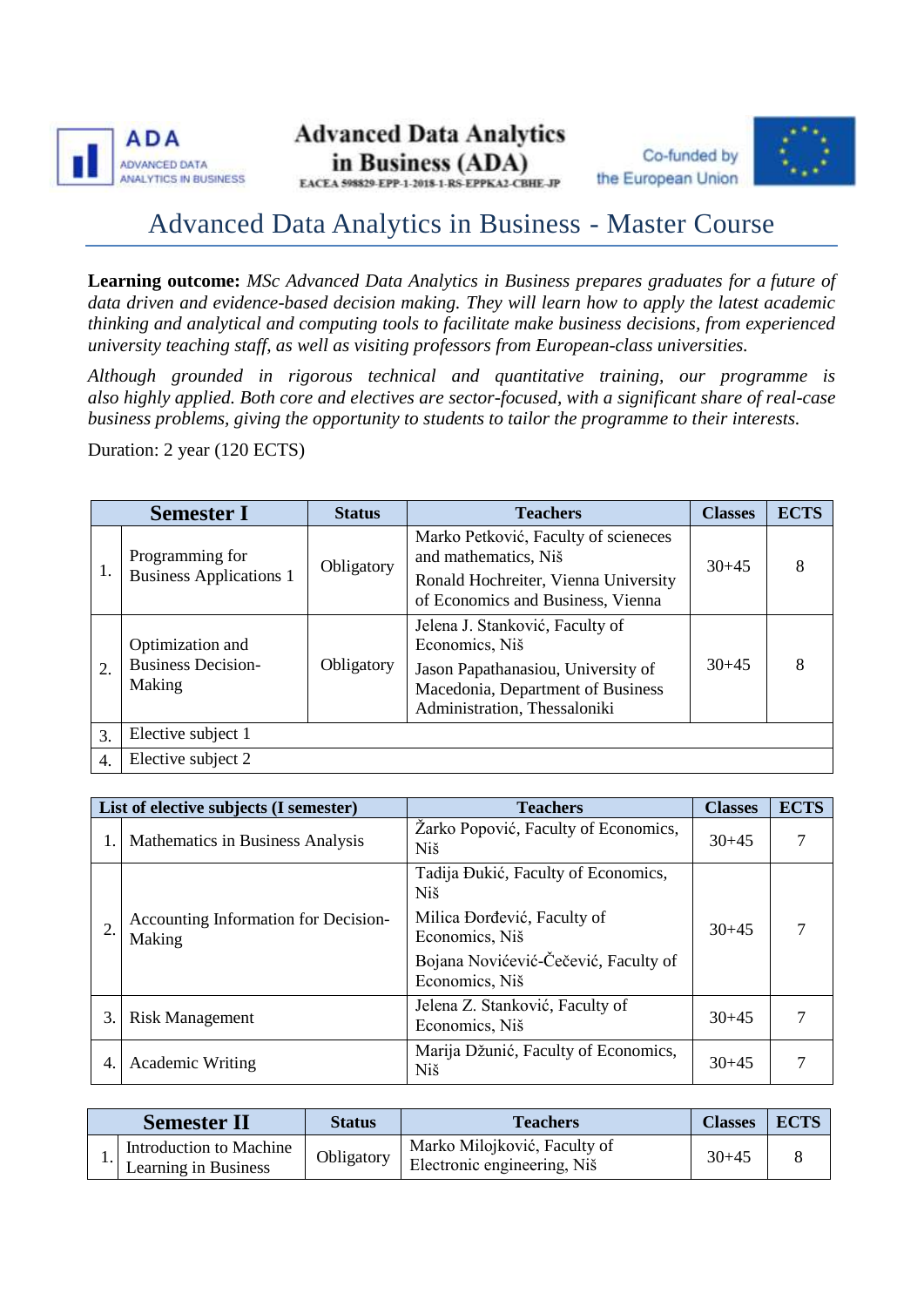**ADA** ADVANCED DATA ANALYTICS IN BUSINESS

**Advanced Data Analytics in Business (ADA)**
EACEA 598829-EPP-1-2018-1-RS-EPPKA2-CBHE-JP

Co-funded by the European Union

# Advanced Data Analytics in Business - Master Course

**Learning outcome:** *MSc Advanced Data Analytics in Business prepares graduates for a future of data driven and evidence-based decision making. They will learn how to apply the latest academic thinking and analytical and computing tools to facilitate make business decisions, from experienced university teaching staff, as well as visiting professors from European-class universities.*

*Although grounded in rigorous technical and quantitative training, our programme is also highly applied. Both core and electives are sector-focused, with a significant share of real-case business problems, giving the opportunity to students to tailor the programme to their interests.*

Duration: 2 year (120 ECTS)

| | Semester I | Status | Teachers | Classes | ECTS |
|---|---|---|---|---|---|
| 1. | Programming for Business Applications 1 | Obligatory | Marko Petković, Faculty of scieneces and mathematics, Niš<br>Ronald Hochreiter, Vienna University of Economics and Business, Vienna | 30+45 | 8 |
| 2. | Optimization and Business Decision-Making | Obligatory | Jelena J. Stanković, Faculty of Economics, Niš<br>Jason Papathanasiou, University of Macedonia, Department of Business Administration, Thessaloniki | 30+45 | 8 |
| 3. | Elective subject 1 | | | | |
| 4. | Elective subject 2 | | | | |

| | List of elective subjects (I semester) | Teachers | Classes | ECTS |
|---|---|---|---|---|
| 1. | Mathematics in Business Analysis | Žarko Popović, Faculty of Economics, Niš | 30+45 | 7 |
| 2. | Accounting Information for Decision-Making | Tadija Đukić, Faculty of Economics, Niš<br>Milica Đorđević, Faculty of Economics, Niš<br>Bojana Novićević-Čečević, Faculty of Economics, Niš | 30+45 | 7 |
| 3. | Risk Management | Jelena Z. Stanković, Faculty of Economics, Niš | 30+45 | 7 |
| 4. | Academic Writing | Marija Džunić, Faculty of Economics, Niš | 30+45 | 7 |

| | Semester II | Status | Teachers | Classes | ECTS |
|---|---|---|---|---|---|
| 1. | Introduction to Machine Learning in Business | Obligatory | Marko Milojković, Faculty of Electronic engineering, Niš | 30+45 | 8 |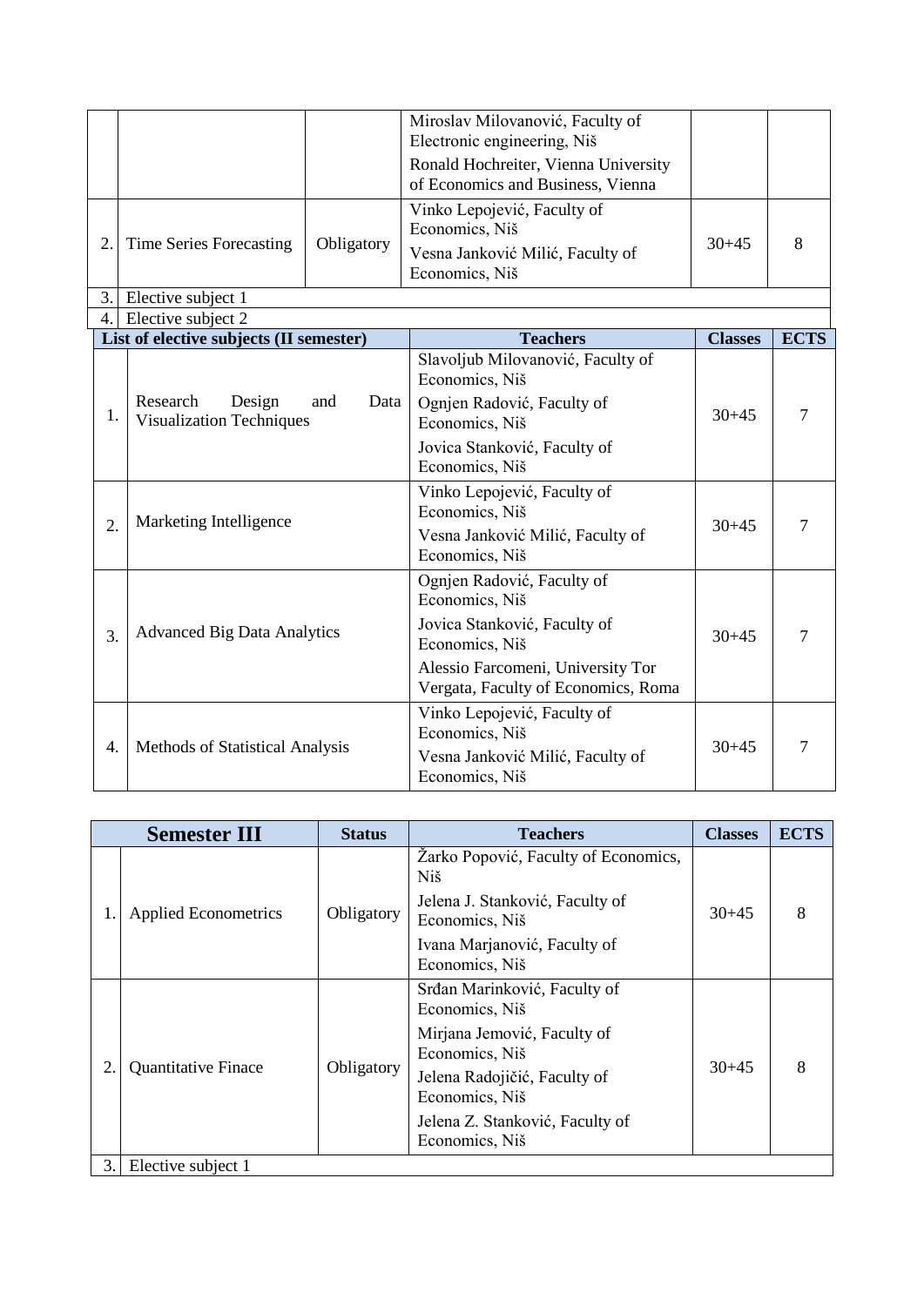| | | | | | |
|---|---|---|---|---|---|
| | | | Miroslav Milovanović, Faculty of Electronic engineering, Niš<br>Ronald Hochreiter, Vienna University of Economics and Business, Vienna | | |
| 2. | Time Series Forecasting | Obligatory | Vinko Lepojević, Faculty of Economics, Niš<br>Vesna Janković Milić, Faculty of Economics, Niš | 30+45 | 8 |
| 3. | Elective subject 1 | | | | |
| 4. | Elective subject 2 | | | | |

| | List of elective subjects (II semester) | Teachers | Classes | ECTS |
|---|---|---|---|---|
| 1. | Research Design and Data Visualization Techniques | Slavoljub Milovanović, Faculty of Economics, Niš<br>Ognjen Radović, Faculty of Economics, Niš<br>Jovica Stanković, Faculty of Economics, Niš | 30+45 | 7 |
| 2. | Marketing Intelligence | Vinko Lepojević, Faculty of Economics, Niš<br>Vesna Janković Milić, Faculty of Economics, Niš | 30+45 | 7 |
| 3. | Advanced Big Data Analytics | Ognjen Radović, Faculty of Economics, Niš<br>Jovica Stanković, Faculty of Economics, Niš<br>Alessio Farcomeni, University Tor Vergata, Faculty of Economics, Roma | 30+45 | 7 |
| 4. | Methods of Statistical Analysis | Vinko Lepojević, Faculty of Economics, Niš<br>Vesna Janković Milić, Faculty of Economics, Niš | 30+45 | 7 |

| | Semester III | Status | Teachers | Classes | ECTS |
|---|---|---|---|---|---|
| 1. | Applied Econometrics | Obligatory | Žarko Popović, Faculty of Economics, Niš<br>Jelena J. Stanković, Faculty of Economics, Niš<br>Ivana Marjanović, Faculty of Economics, Niš | 30+45 | 8 |
| 2. | Quantitative Finace | Obligatory | Srđan Marinković, Faculty of Economics, Niš<br>Mirjana Jemović, Faculty of Economics, Niš<br>Jelena Radojičić, Faculty of Economics, Niš<br>Jelena Z. Stanković, Faculty of Economics, Niš | 30+45 | 8 |
| 3. | Elective subject 1 | | | | |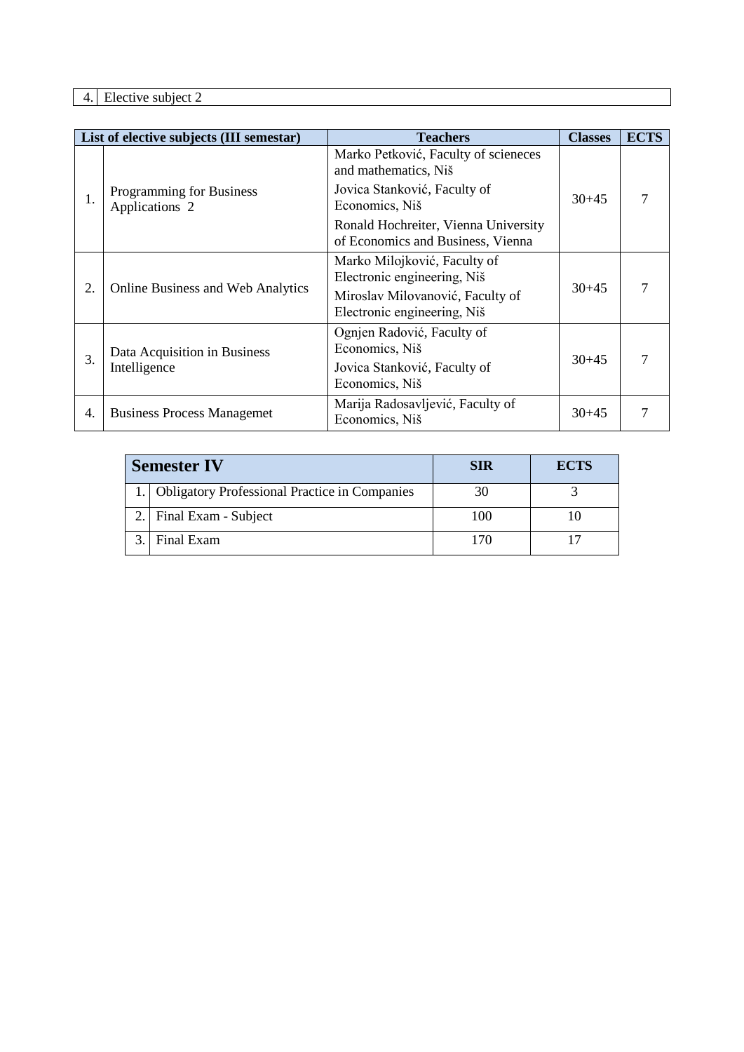| | |
|---|---|
| 4. | Elective subject 2 |

| | List of elective subjects (III semestar) | Teachers | Classes | ECTS |
|---|---|---|---|---|
| 1. | Programming for Business Applications 2 | Marko Petković, Faculty of scieneces and mathematics, Niš<br>Jovica Stanković, Faculty of Economics, Niš<br>Ronald Hochreiter, Vienna University of Economics and Business, Vienna | 30+45 | 7 |
| 2. | Online Business and Web Analytics | Marko Milojković, Faculty of Electronic engineering, Niš<br>Miroslav Milovanović, Faculty of Electronic engineering, Niš | 30+45 | 7 |
| 3. | Data Acquisition in Business Intelligence | Ognjen Radović, Faculty of Economics, Niš<br>Jovica Stanković, Faculty of Economics, Niš | 30+45 | 7 |
| 4. | Business Process Managemet | Marija Radosavljević, Faculty of Economics, Niš | 30+45 | 7 |

| | **Semester IV** | **SIR** | **ECTS** |
|---|---|---|---|
| 1. | Obligatory Professional Practice in Companies | 30 | 3 |
| 2. | Final Exam - Subject | 100 | 10 |
| 3. | Final Exam | 170 | 17 |